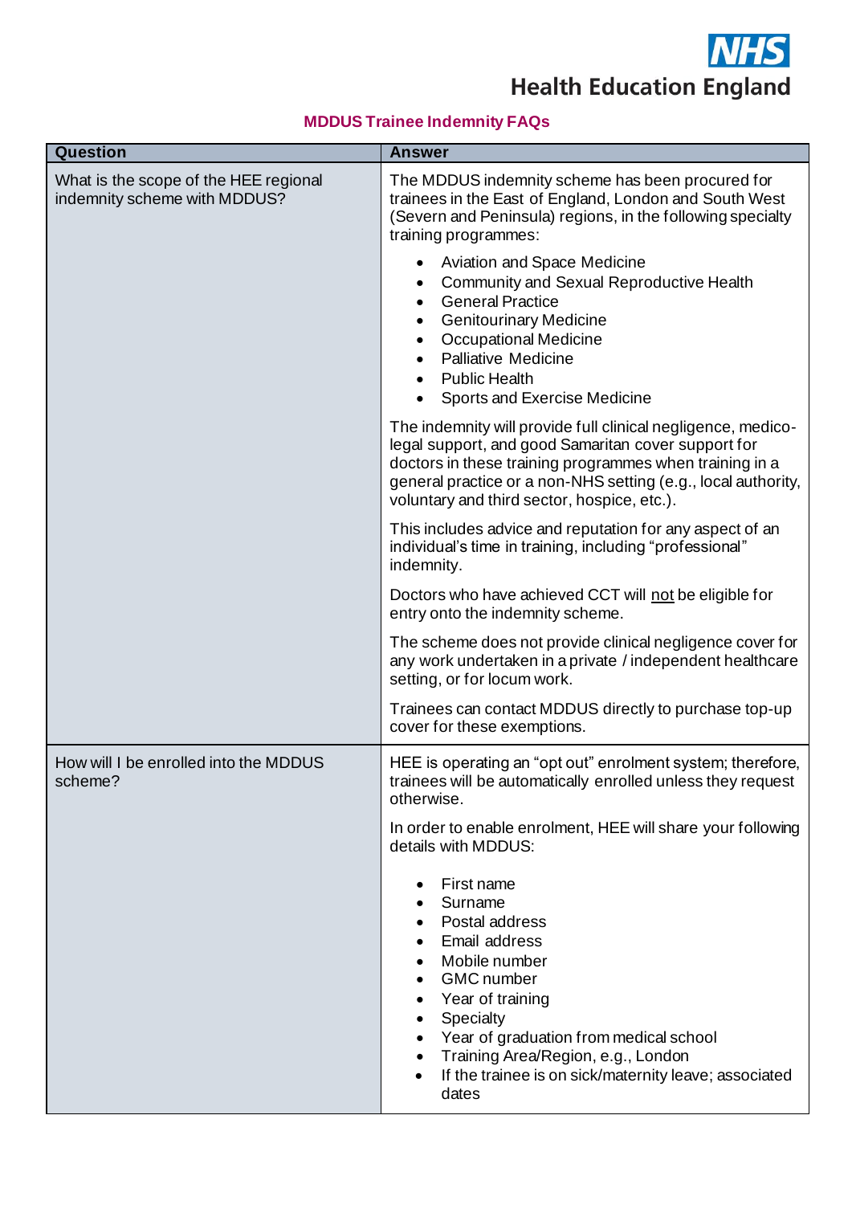NHS Health Education England

## MDDUS Trainee Indemnity FAQs

| Question | Answer |
| --- | --- |
| What is the scope of the HEE regional indemnity scheme with MDDUS? | The MDDUS indemnity scheme has been procured for trainees in the East of England, London and South West (Severn and Peninsula) regions, in the following specialty training programmes:<br><br>• Aviation and Space Medicine<br>• Community and Sexual Reproductive Health<br>• General Practice<br>• Genitourinary Medicine<br>• Occupational Medicine<br>• Palliative Medicine<br>• Public Health<br>• Sports and Exercise Medicine<br><br>The indemnity will provide full clinical negligence, medico-legal support, and good Samaritan cover support for doctors in these training programmes when training in a general practice or a non-NHS setting (e.g., local authority, voluntary and third sector, hospice, etc.).<br><br>This includes advice and reputation for any aspect of an individual's time in training, including "professional" indemnity.<br><br>Doctors who have achieved CCT will not be eligible for entry onto the indemnity scheme.<br><br>The scheme does not provide clinical negligence cover for any work undertaken in a private / independent healthcare setting, or for locum work.<br><br>Trainees can contact MDDUS directly to purchase top-up cover for these exemptions. |
| How will I be enrolled into the MDDUS scheme? | HEE is operating an "opt out" enrolment system; therefore, trainees will be automatically enrolled unless they request otherwise.<br><br>In order to enable enrolment, HEE will share your following details with MDDUS:<br><br>• First name<br>• Surname<br>• Postal address<br>• Email address<br>• Mobile number<br>• GMC number<br>• Year of training<br>• Specialty<br>• Year of graduation from medical school<br>• Training Area/Region, e.g., London<br>• If the trainee is on sick/maternity leave; associated dates |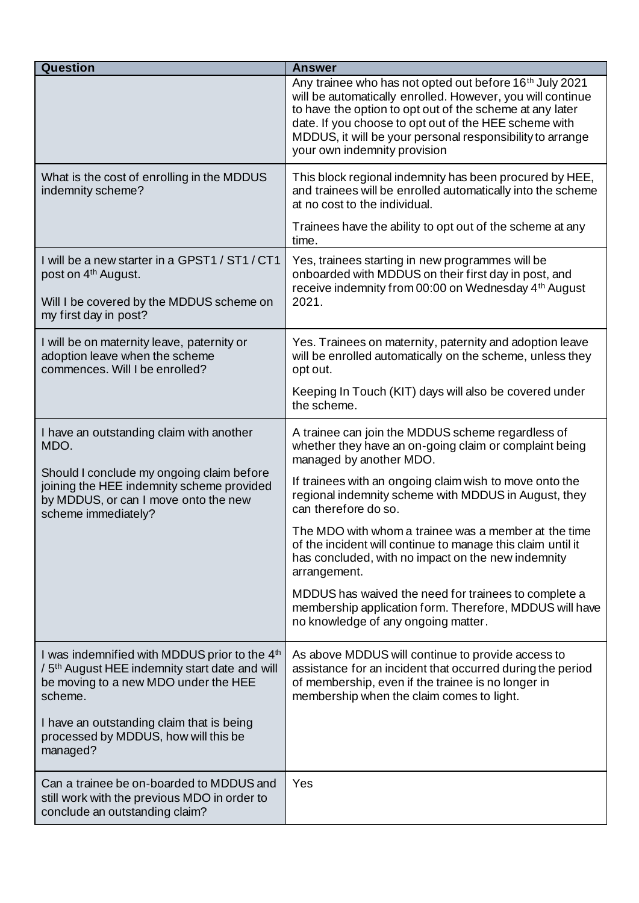| Question | Answer |
| --- | --- |
| | Any trainee who has not opted out before 16th July 2021 will be automatically enrolled. However, you will continue to have the option to opt out of the scheme at any later date. If you choose to opt out of the HEE scheme with MDDUS, it will be your personal responsibility to arrange your own indemnity provision |
| What is the cost of enrolling in the MDDUS indemnity scheme? | This block regional indemnity has been procured by HEE, and trainees will be enrolled automatically into the scheme at no cost to the individual.<br><br>Trainees have the ability to opt out of the scheme at any time. |
| I will be a new starter in a GPST1 / ST1 / CT1 post on 4th August.<br><br>Will I be covered by the MDDUS scheme on my first day in post? | Yes, trainees starting in new programmes will be onboarded with MDDUS on their first day in post, and receive indemnity from 00:00 on Wednesday 4th August 2021. |
| I will be on maternity leave, paternity or adoption leave when the scheme commences. Will I be enrolled? | Yes. Trainees on maternity, paternity and adoption leave will be enrolled automatically on the scheme, unless they opt out.<br><br>Keeping In Touch (KIT) days will also be covered under the scheme. |
| I have an outstanding claim with another MDO.<br><br>Should I conclude my ongoing claim before joining the HEE indemnity scheme provided by MDDUS, or can I move onto the new scheme immediately? | A trainee can join the MDDUS scheme regardless of whether they have an on-going claim or complaint being managed by another MDO.<br><br>If trainees with an ongoing claim wish to move onto the regional indemnity scheme with MDDUS in August, they can therefore do so.<br><br>The MDO with whom a trainee was a member at the time of the incident will continue to manage this claim until it has concluded, with no impact on the new indemnity arrangement.<br><br>MDDUS has waived the need for trainees to complete a membership application form. Therefore, MDDUS will have no knowledge of any ongoing matter. |
| I was indemnified with MDDUS prior to the 4th / 5th August HEE indemnity start date and will be moving to a new MDO under the HEE scheme.<br><br>I have an outstanding claim that is being processed by MDDUS, how will this be managed? | As above MDDUS will continue to provide access to assistance for an incident that occurred during the period of membership, even if the trainee is no longer in membership when the claim comes to light. |
| Can a trainee be on-boarded to MDDUS and still work with the previous MDO in order to conclude an outstanding claim? | Yes |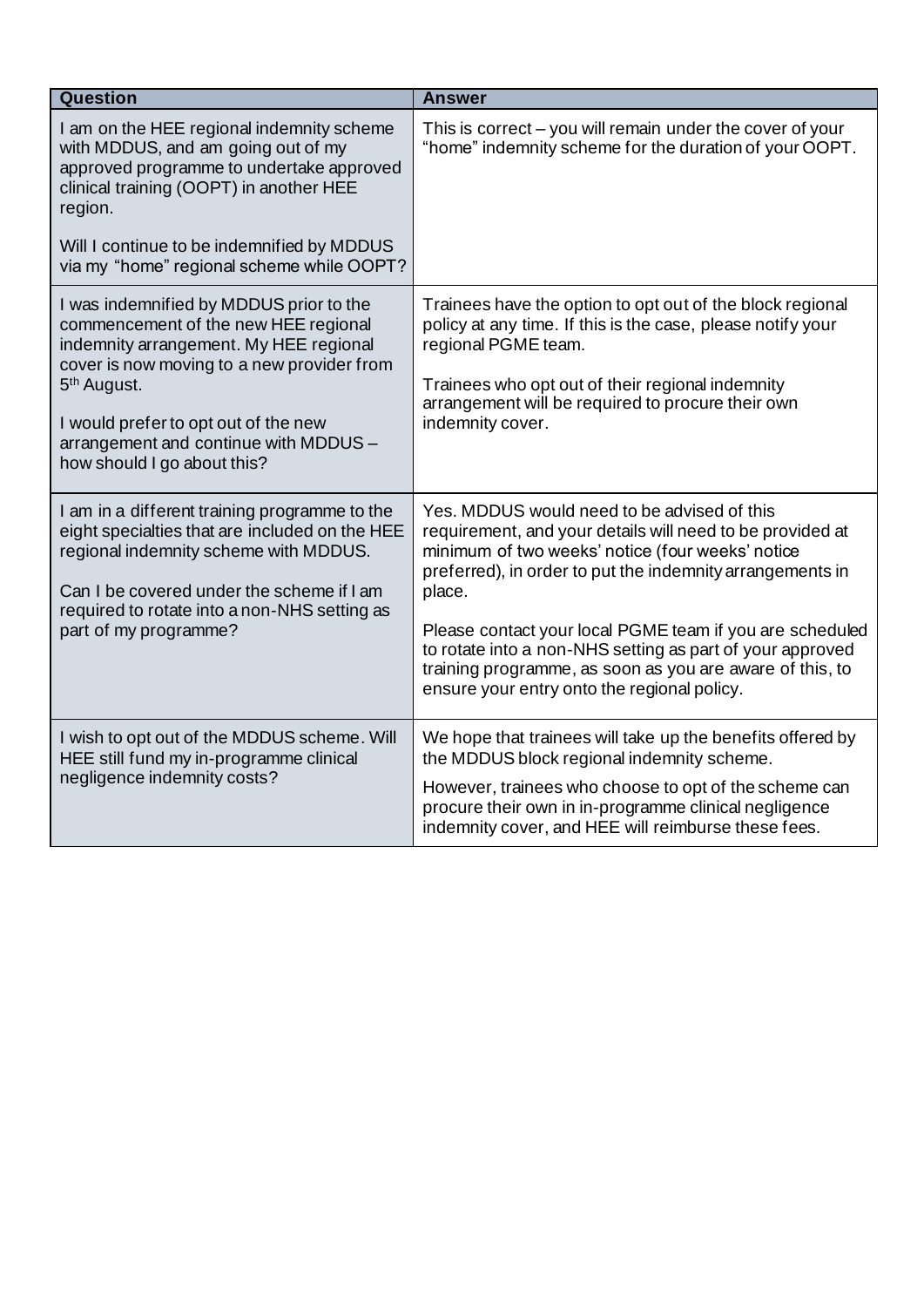| Question | Answer |
| --- | --- |
| I am on the HEE regional indemnity scheme with MDDUS, and am going out of my approved programme to undertake approved clinical training (OOPT) in another HEE region.<br><br>Will I continue to be indemnified by MDDUS via my "home" regional scheme while OOPT? | This is correct – you will remain under the cover of your "home" indemnity scheme for the duration of your OOPT. |
| I was indemnified by MDDUS prior to the commencement of the new HEE regional indemnity arrangement. My HEE regional cover is now moving to a new provider from 5th August.<br><br>I would prefer to opt out of the new arrangement and continue with MDDUS – how should I go about this? | Trainees have the option to opt out of the block regional policy at any time. If this is the case, please notify your regional PGME team.<br><br>Trainees who opt out of their regional indemnity arrangement will be required to procure their own indemnity cover. |
| I am in a different training programme to the eight specialties that are included on the HEE regional indemnity scheme with MDDUS.<br><br>Can I be covered under the scheme if I am required to rotate into a non-NHS setting as part of my programme? | Yes. MDDUS would need to be advised of this requirement, and your details will need to be provided at minimum of two weeks' notice (four weeks' notice preferred), in order to put the indemnity arrangements in place.<br><br>Please contact your local PGME team if you are scheduled to rotate into a non-NHS setting as part of your approved training programme, as soon as you are aware of this, to ensure your entry onto the regional policy. |
| I wish to opt out of the MDDUS scheme. Will HEE still fund my in-programme clinical negligence indemnity costs? | We hope that trainees will take up the benefits offered by the MDDUS block regional indemnity scheme.<br><br>However, trainees who choose to opt of the scheme can procure their own in in-programme clinical negligence indemnity cover, and HEE will reimburse these fees. |